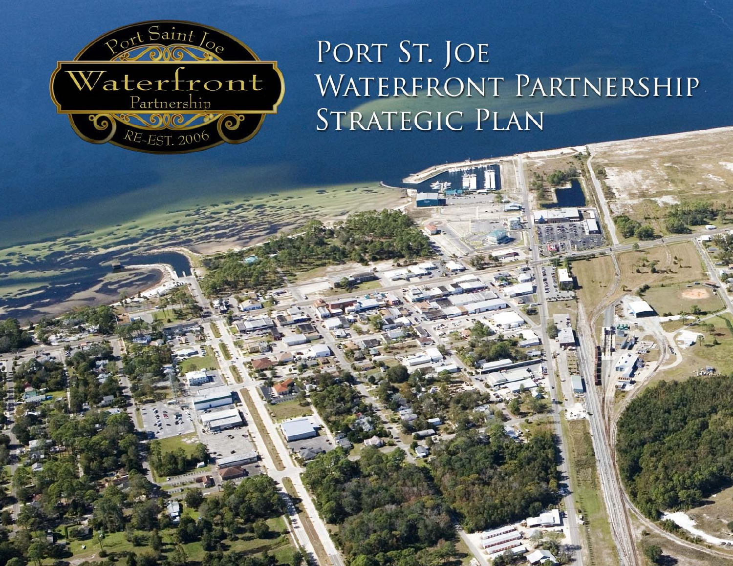Port Saint Joe Waterfront Partnership RE-EST. 2006

# Port St. Joe Waterfront Partnership Strategic Plan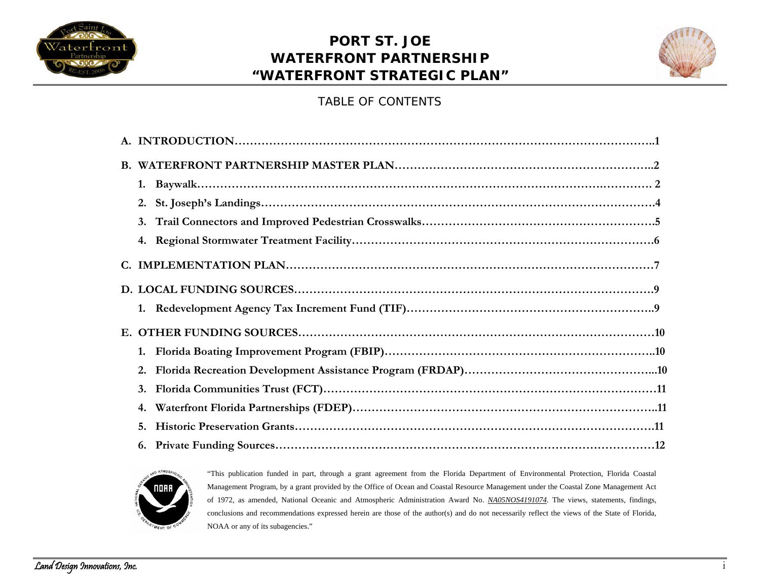# PORT ST. JOE WATERFRONT PARTNERSHIP "WATERFRONT STRATEGIC PLAN"

## TABLE OF CONTENTS

**A. INTRODUCTION……………………………………………………………………………………………..1**

**B. WATERFRONT PARTNERSHIP MASTER PLAN………………………………………………………..2**

1. **Baywalk………………………………………………………………………………………………… 2**
2. **St. Joseph's Landings………………………………………………………………………………….4**
3. **Trail Connectors and Improved Pedestrian Crosswalks…………………………………………………….5**
4. **Regional Stormwater Treatment Facility…………………………………………………………………….6**

**C. IMPLEMENTATION PLAN…………………………………………………………………………………7**

**D. LOCAL FUNDING SOURCES……………………………………………………………………………….9**

1. **Redevelopment Agency Tax Increment Fund (TIF)………………………………………………………..9**

**E. OTHER FUNDING SOURCES………………………………………………………………………………10**

1. **Florida Boating Improvement Program (FBIP)……………………………………………………………..10**
2. **Florida Recreation Development Assistance Program (FRDAP)…………………………………………...10**
3. **Florida Communities Trust (FCT)……………………………………………………………………………11**
4. **Waterfront Florida Partnerships (FDEP)……………………………………………………………………..11**
5. **Historic Preservation Grants…………………………………………………………………………………..11**
6. **Private Funding Sources………………………………………………………………………………………12**

"This publication funded in part, through a grant agreement from the Florida Department of Environmental Protection, Florida Coastal Management Program, by a grant provided by the Office of Ocean and Coastal Resource Management under the Coastal Zone Management Act of 1972, as amended, National Oceanic and Atmospheric Administration Award No. *NA05NOS4191074*. The views, statements, findings, conclusions and recommendations expressed herein are those of the author(s) and do not necessarily reflect the views of the State of Florida, NOAA or any of its subagencies."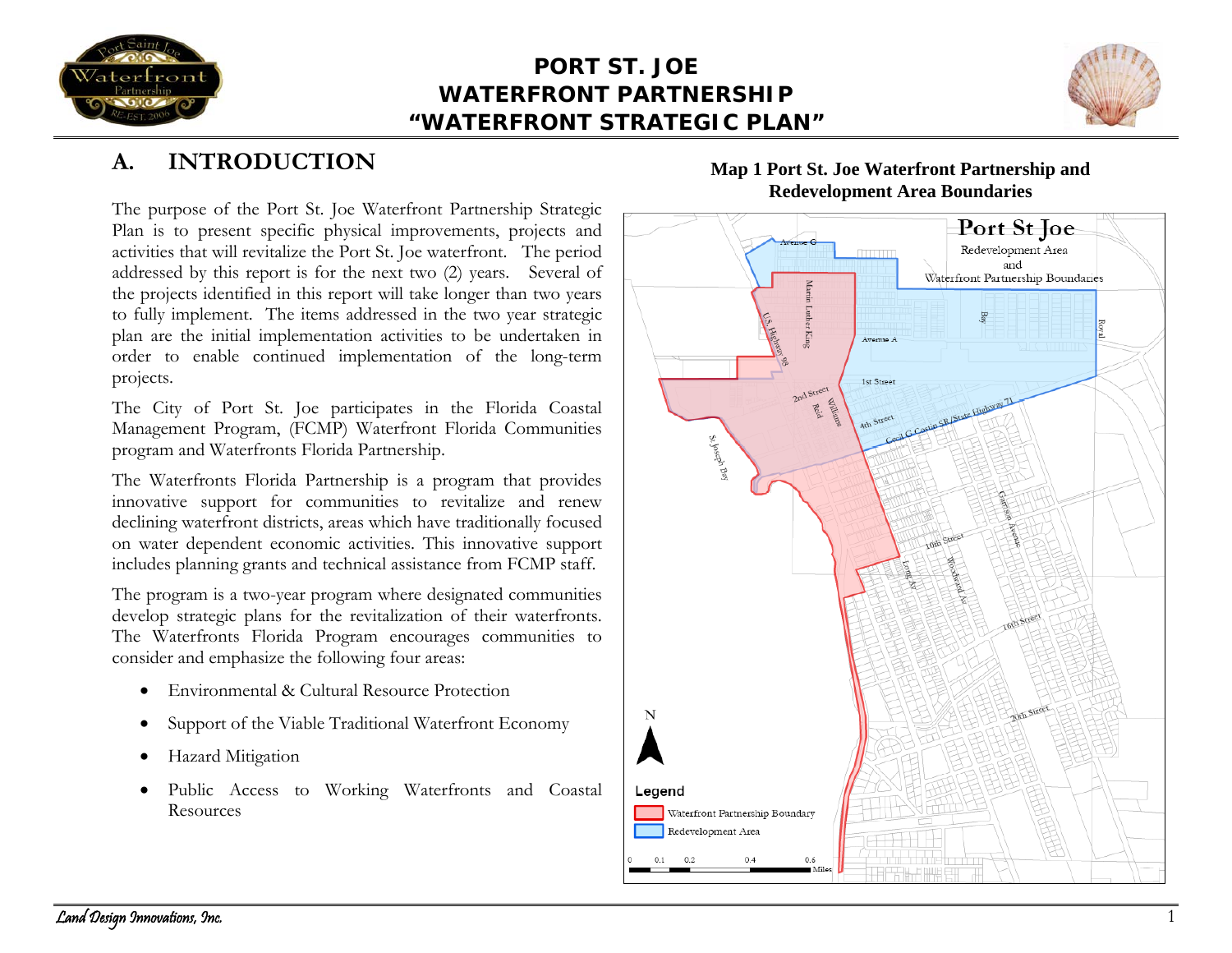# A. INTRODUCTION

The purpose of the Port St. Joe Waterfront Partnership Strategic Plan is to present specific physical improvements, projects and activities that will revitalize the Port St. Joe waterfront. The period addressed by this report is for the next two (2) years. Several of the projects identified in this report will take longer than two years to fully implement. The items addressed in the two year strategic plan are the initial implementation activities to be undertaken in order to enable continued implementation of the long-term projects.

The City of Port St. Joe participates in the Florida Coastal Management Program, (FCMP) Waterfront Florida Communities program and Waterfronts Florida Partnership.

The Waterfronts Florida Partnership is a program that provides innovative support for communities to revitalize and renew declining waterfront districts, areas which have traditionally focused on water dependent economic activities. This innovative support includes planning grants and technical assistance from FCMP staff.

The program is a two-year program where designated communities develop strategic plans for the revitalization of their waterfronts. The Waterfronts Florida Program encourages communities to consider and emphasize the following four areas:

- Environmental & Cultural Resource Protection
- Support of the Viable Traditional Waterfront Economy
- Hazard Mitigation
- Public Access to Working Waterfronts and Coastal Resources

**Map 1 Port St. Joe Waterfront Partnership and Redevelopment Area Boundaries**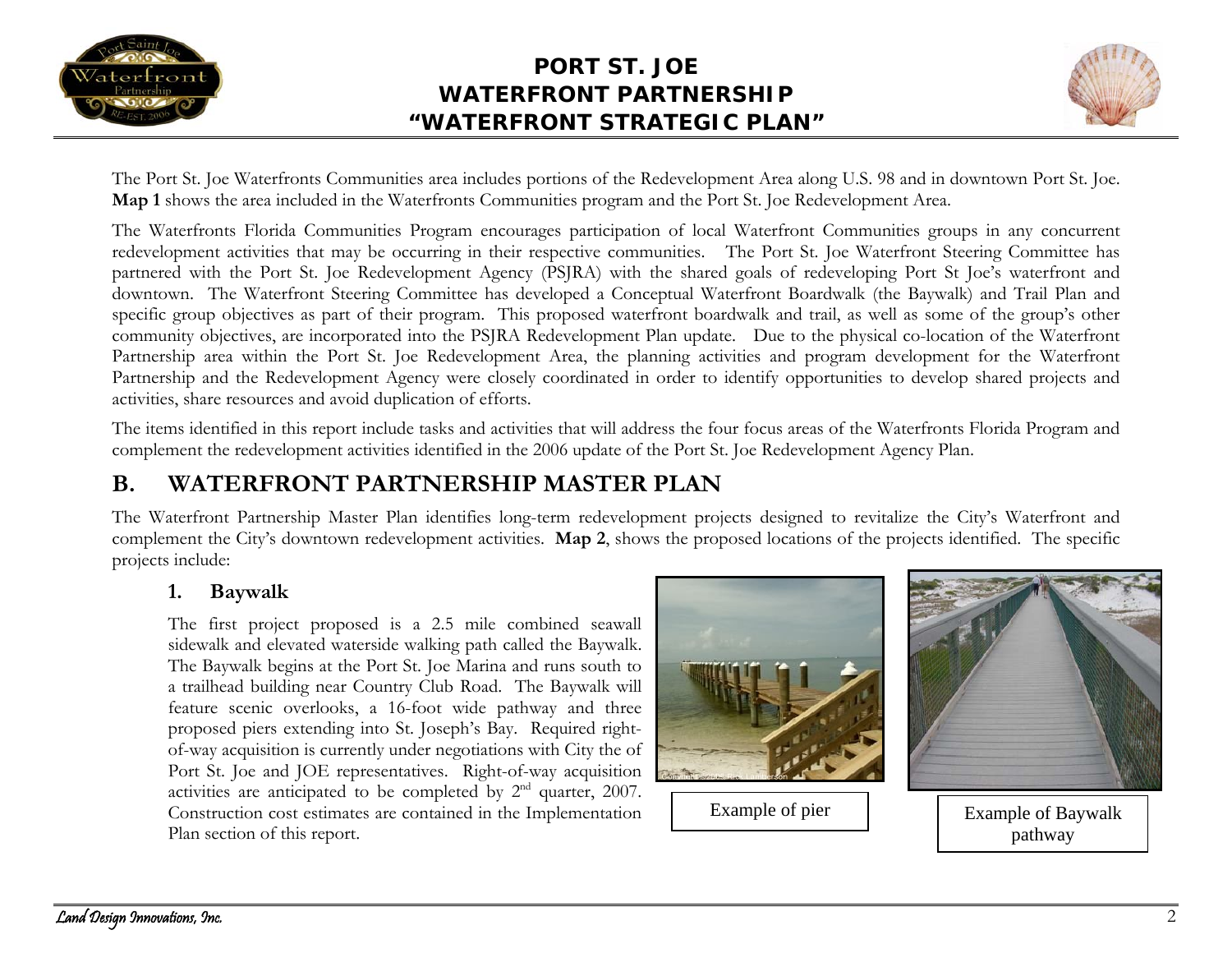The Port St. Joe Waterfronts Communities area includes portions of the Redevelopment Area along U.S. 98 and in downtown Port St. Joe. **Map 1** shows the area included in the Waterfronts Communities program and the Port St. Joe Redevelopment Area.

The Waterfronts Florida Communities Program encourages participation of local Waterfront Communities groups in any concurrent redevelopment activities that may be occurring in their respective communities. The Port St. Joe Waterfront Steering Committee has partnered with the Port St. Joe Redevelopment Agency (PSJRA) with the shared goals of redeveloping Port St Joe's waterfront and downtown. The Waterfront Steering Committee has developed a Conceptual Waterfront Boardwalk (the Baywalk) and Trail Plan and specific group objectives as part of their program. This proposed waterfront boardwalk and trail, as well as some of the group's other community objectives, are incorporated into the PSJRA Redevelopment Plan update. Due to the physical co-location of the Waterfront Partnership area within the Port St. Joe Redevelopment Area, the planning activities and program development for the Waterfront Partnership and the Redevelopment Agency were closely coordinated in order to identify opportunities to develop shared projects and activities, share resources and avoid duplication of efforts.

The items identified in this report include tasks and activities that will address the four focus areas of the Waterfronts Florida Program and complement the redevelopment activities identified in the 2006 update of the Port St. Joe Redevelopment Agency Plan.

## B. WATERFRONT PARTNERSHIP MASTER PLAN

The Waterfront Partnership Master Plan identifies long-term redevelopment projects designed to revitalize the City's Waterfront and complement the City's downtown redevelopment activities. **Map 2**, shows the proposed locations of the projects identified. The specific projects include:

### 1. Baywalk

The first project proposed is a 2.5 mile combined seawall sidewalk and elevated waterside walking path called the Baywalk. The Baywalk begins at the Port St. Joe Marina and runs south to a trailhead building near Country Club Road. The Baywalk will feature scenic overlooks, a 16-foot wide pathway and three proposed piers extending into St. Joseph's Bay. Required right-of-way acquisition is currently under negotiations with City the of Port St. Joe and JOE representatives. Right-of-way acquisition activities are anticipated to be completed by 2nd quarter, 2007. Construction cost estimates are contained in the Implementation Plan section of this report.

Example of pier

Example of Baywalk pathway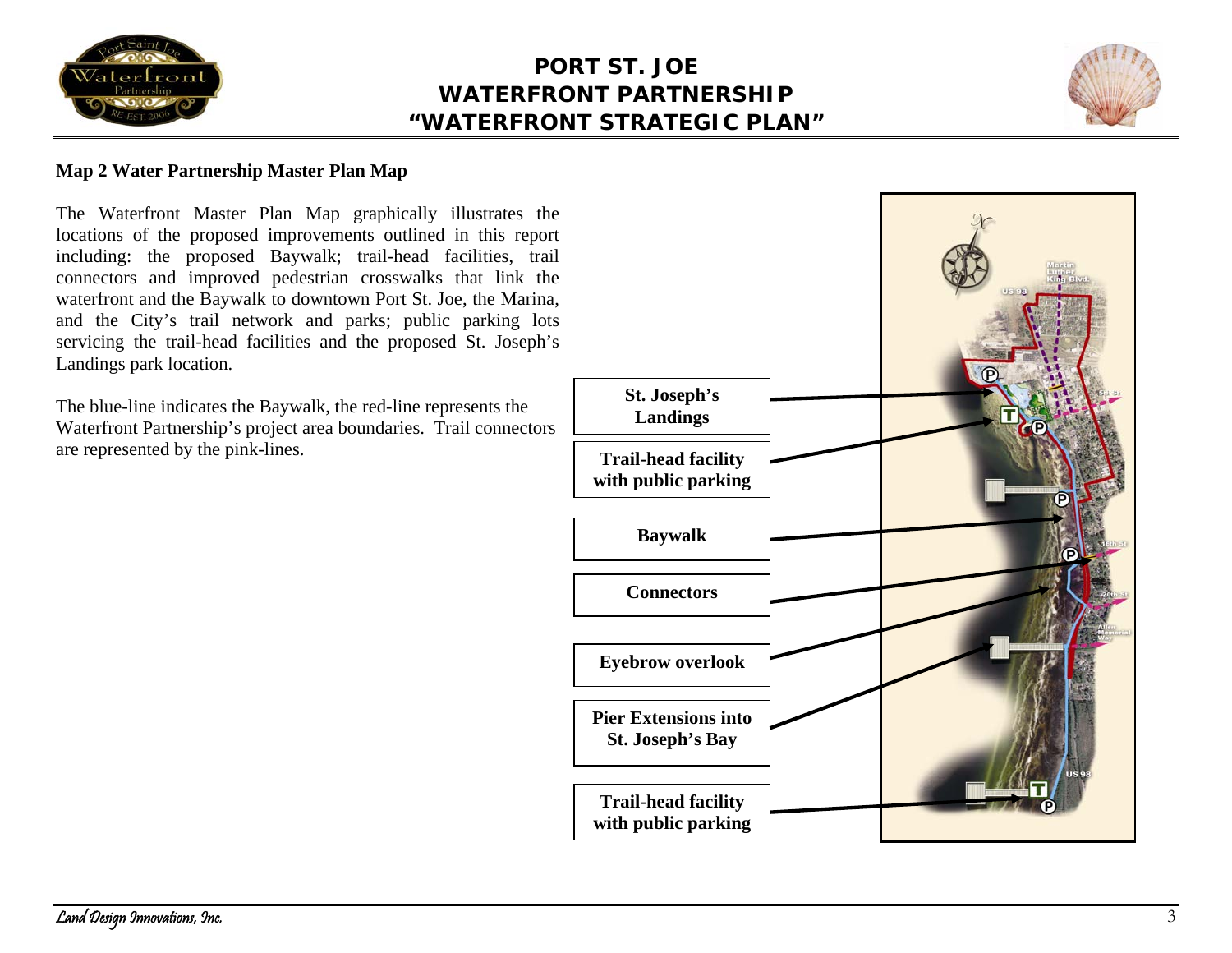**Map 2 Water Partnership Master Plan Map**

The Waterfront Master Plan Map graphically illustrates the locations of the proposed improvements outlined in this report including: the proposed Baywalk; trail-head facilities, trail connectors and improved pedestrian crosswalks that link the waterfront and the Baywalk to downtown Port St. Joe, the Marina, and the City's trail network and parks; public parking lots servicing the trail-head facilities and the proposed St. Joseph's Landings park location.

The blue-line indicates the Baywalk, the red-line represents the Waterfront Partnership's project area boundaries. Trail connectors are represented by the pink-lines.

**St. Joseph's Landings**

**Trail-head facility with public parking**

**Baywalk**

**Connectors**

**Eyebrow overlook**

**Pier Extensions into St. Joseph's Bay**

**Trail-head facility with public parking**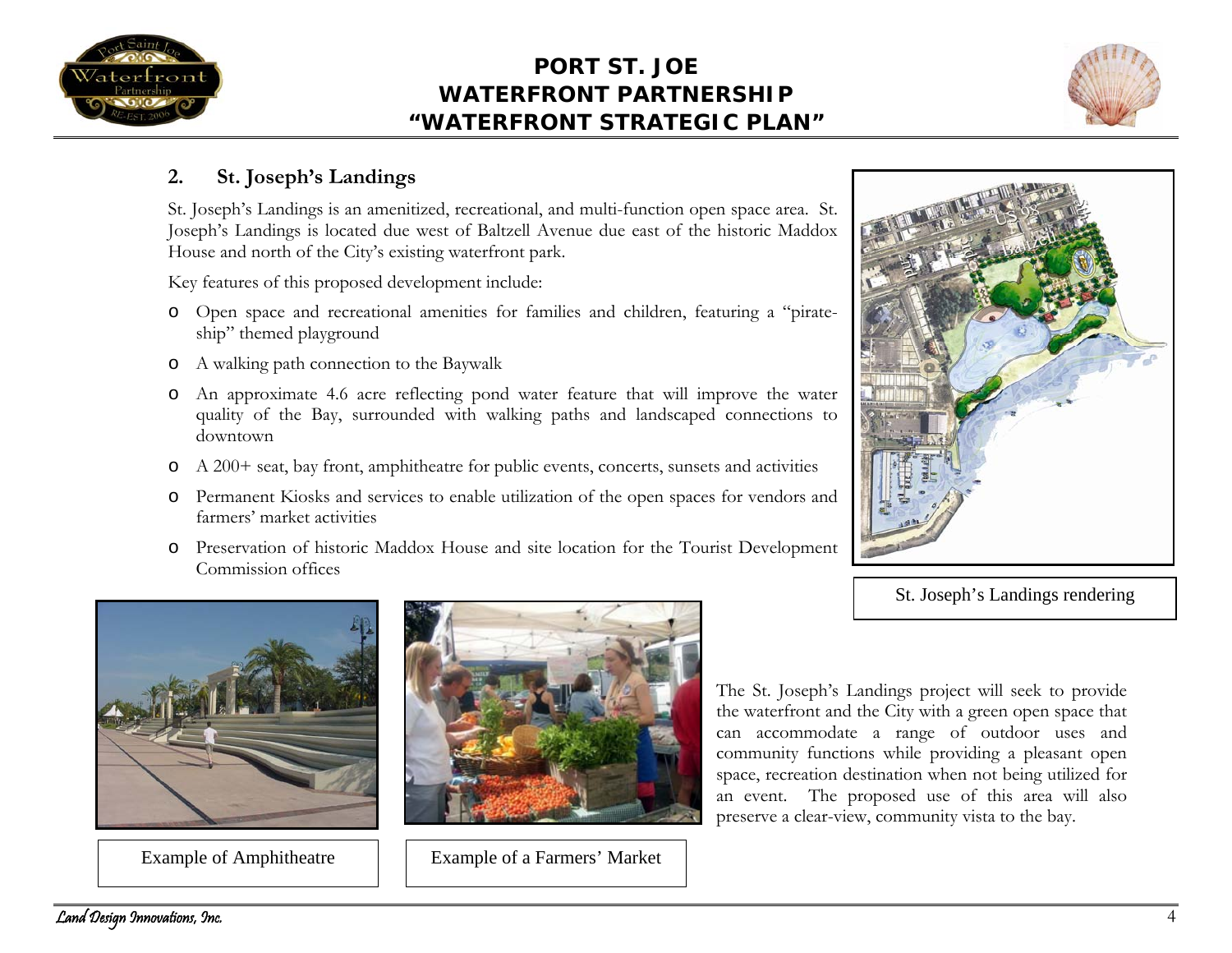## 2. St. Joseph's Landings

St. Joseph's Landings is an amenitized, recreational, and multi-function open space area. St. Joseph's Landings is located due west of Baltzell Avenue due east of the historic Maddox House and north of the City's existing waterfront park.

Key features of this proposed development include:

- Open space and recreational amenities for families and children, featuring a "pirate-ship" themed playground
- A walking path connection to the Baywalk
- An approximate 4.6 acre reflecting pond water feature that will improve the water quality of the Bay, surrounded with walking paths and landscaped connections to downtown
- A 200+ seat, bay front, amphitheatre for public events, concerts, sunsets and activities
- Permanent Kiosks and services to enable utilization of the open spaces for vendors and farmers' market activities
- Preservation of historic Maddox House and site location for the Tourist Development Commission offices

St. Joseph's Landings rendering

Example of Amphitheatre

Example of a Farmers' Market

The St. Joseph's Landings project will seek to provide the waterfront and the City with a green open space that can accommodate a range of outdoor uses and community functions while providing a pleasant open space, recreation destination when not being utilized for an event. The proposed use of this area will also preserve a clear-view, community vista to the bay.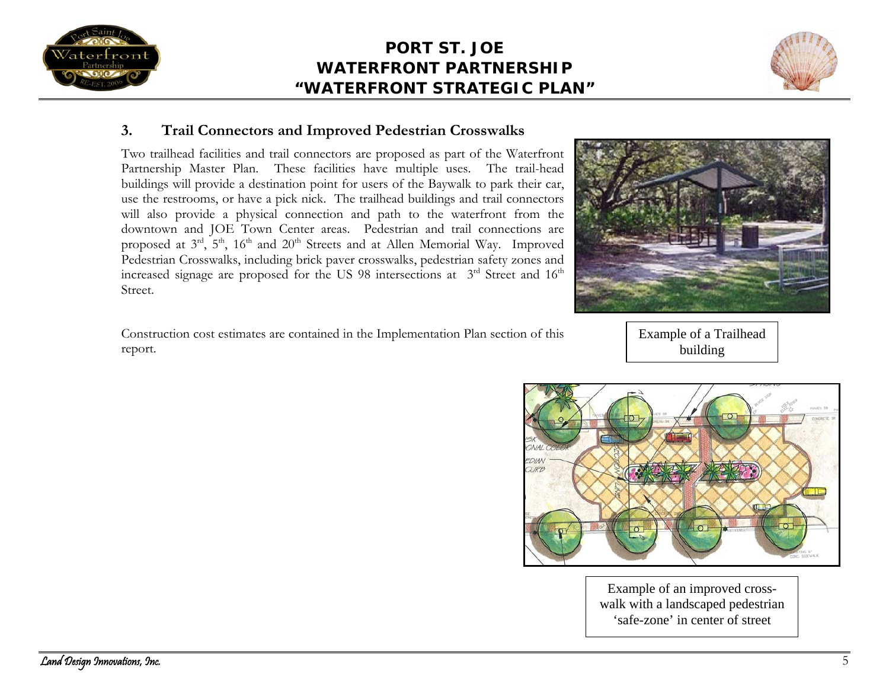## 3. Trail Connectors and Improved Pedestrian Crosswalks

Two trailhead facilities and trail connectors are proposed as part of the Waterfront Partnership Master Plan. These facilities have multiple uses. The trail-head buildings will provide a destination point for users of the Baywalk to park their car, use the restrooms, or have a pick nick. The trailhead buildings and trail connectors will also provide a physical connection and path to the waterfront from the downtown and JOE Town Center areas. Pedestrian and trail connections are proposed at 3rd, 5th, 16th and 20th Streets and at Allen Memorial Way. Improved Pedestrian Crosswalks, including brick paver crosswalks, pedestrian safety zones and increased signage are proposed for the US 98 intersections at 3rd Street and 16th Street.

Construction cost estimates are contained in the Implementation Plan section of this report.

Example of a Trailhead building

Example of an improved cross-walk with a landscaped pedestrian 'safe-zone' in center of street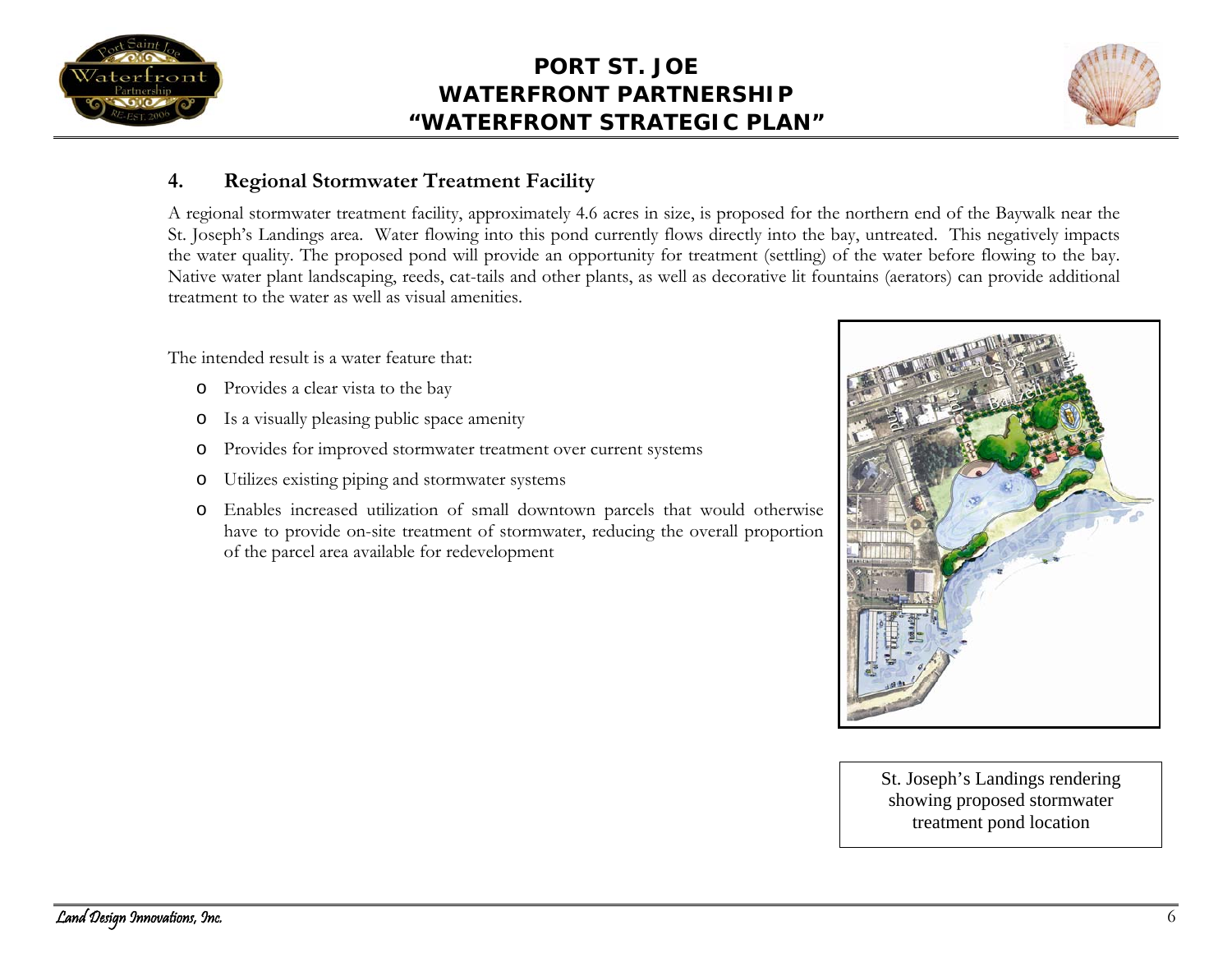## 4. Regional Stormwater Treatment Facility

A regional stormwater treatment facility, approximately 4.6 acres in size, is proposed for the northern end of the Baywalk near the St. Joseph's Landings area. Water flowing into this pond currently flows directly into the bay, untreated. This negatively impacts the water quality. The proposed pond will provide an opportunity for treatment (settling) of the water before flowing to the bay. Native water plant landscaping, reeds, cat-tails and other plants, as well as decorative lit fountains (aerators) can provide additional treatment to the water as well as visual amenities.

The intended result is a water feature that:

- Provides a clear vista to the bay
- Is a visually pleasing public space amenity
- Provides for improved stormwater treatment over current systems
- Utilizes existing piping and stormwater systems
- Enables increased utilization of small downtown parcels that would otherwise have to provide on-site treatment of stormwater, reducing the overall proportion of the parcel area available for redevelopment

St. Joseph's Landings rendering showing proposed stormwater treatment pond location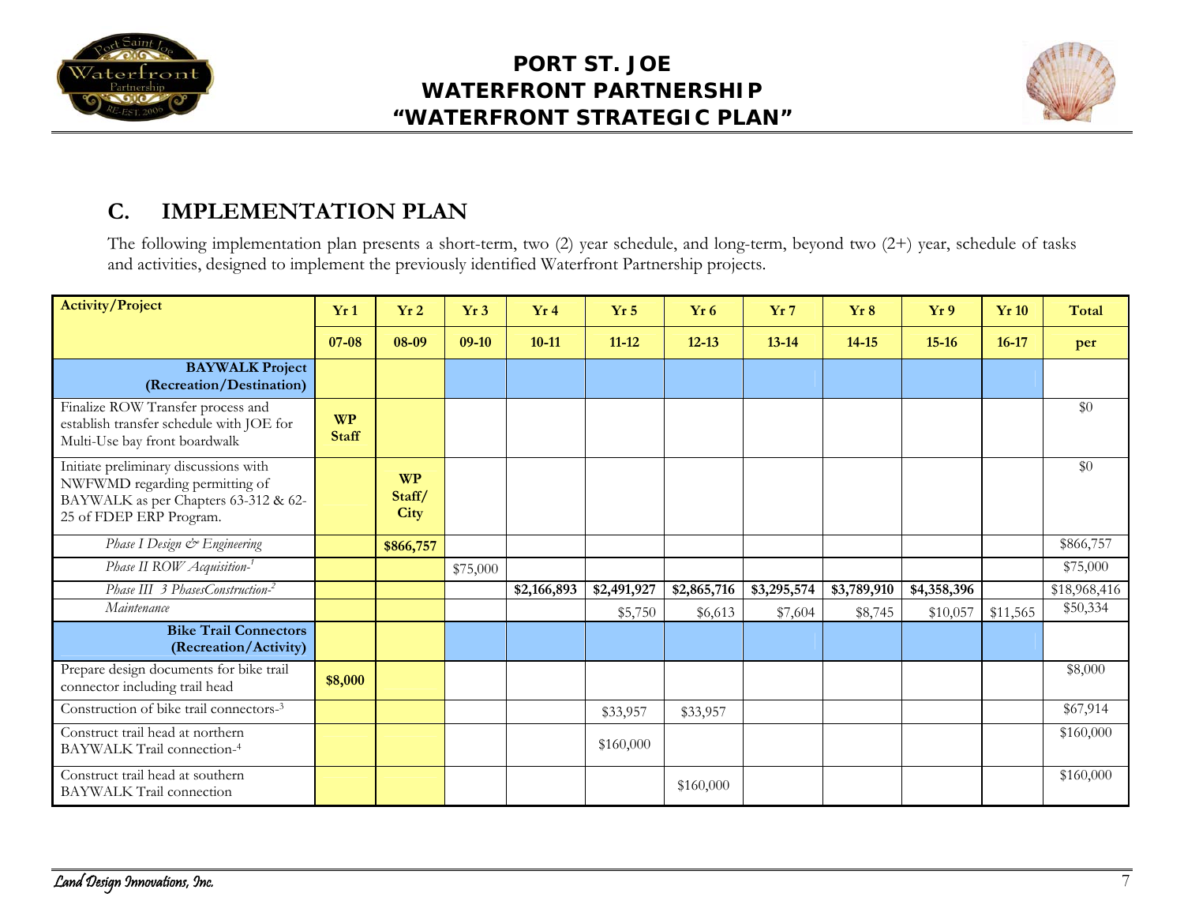## C. IMPLEMENTATION PLAN

The following implementation plan presents a short-term, two (2) year schedule, and long-term, beyond two (2+) year, schedule of tasks and activities, designed to implement the previously identified Waterfront Partnership projects.

| Activity/Project | Yr 1 | Yr 2 | Yr 3 | Yr 4 | Yr 5 | Yr 6 | Yr 7 | Yr 8 | Yr 9 | Yr 10 | Total |
|---|---|---|---|---|---|---|---|---|---|---|---|
| | **07-08** | **08-09** | **09-10** | **10-11** | **11-12** | **12-13** | **13-14** | **14-15** | **15-16** | **16-17** | **per** |
| **BAYWALK Project (Recreation/Destination)** | | | | | | | | | | | |
| Finalize ROW Transfer process and establish transfer schedule with JOE for Multi-Use bay front boardwalk | **WP Staff** | | | | | | | | | | $0 |
| Initiate preliminary discussions with NWFWMD regarding permitting of BAYWALK as per Chapters 63-312 & 62-25 of FDEP ERP Program. | | **WP Staff/ City** | | | | | | | | | $0 |
| *Phase I Design & Engineering* | | **$866,757** | | | | | | | | | $866,757 |
| *Phase II ROW Acquisition-[1]* | | | $75,000 | | | | | | | | $75,000 |
| *Phase III 3 PhasesConstruction-[2]* | | | | **$2,166,893** | **$2,491,927** | **$2,865,716** | **$3,295,574** | **$3,789,910** | **$4,358,396** | | $18,968,416 |
| *Maintenance* | | | | | $5,750 | $6,613 | $7,604 | $8,745 | $10,057 | $11,565 | $50,334 |
| **Bike Trail Connectors (Recreation/Activity)** | | | | | | | | | | | |
| Prepare design documents for bike trail connector including trail head | **$8,000** | | | | | | | | | | $8,000 |
| Construction of bike trail connectors-[3] | | | | | $33,957 | $33,957 | | | | | $67,914 |
| Construct trail head at northern BAYWALK Trail connection-[4] | | | | | $160,000 | | | | | | $160,000 |
| Construct trail head at southern BAYWALK Trail connection | | | | | | $160,000 | | | | | $160,000 |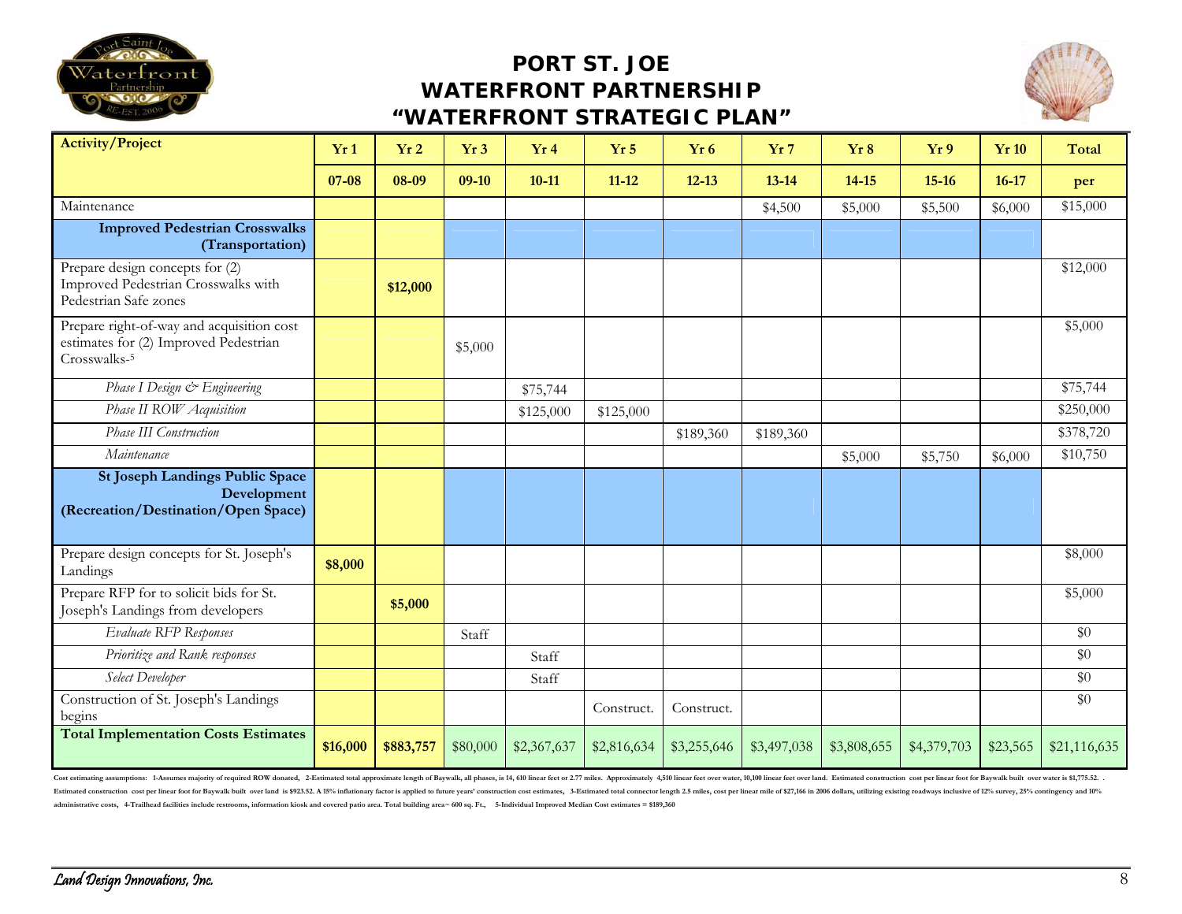# PORT ST. JOE WATERFRONT PARTNERSHIP "WATERFRONT STRATEGIC PLAN"

| Activity/Project | Yr 1 | Yr 2 | Yr 3 | Yr 4 | Yr 5 | Yr 6 | Yr 7 | Yr 8 | Yr 9 | Yr 10 | Total |
|---|---|---|---|---|---|---|---|---|---|---|---|
| | 07-08 | 08-09 | 09-10 | 10-11 | 11-12 | 12-13 | 13-14 | 14-15 | 15-16 | 16-17 | per |
| Maintenance | | | | | | | $4,500 | $5,000 | $5,500 | $6,000 | $15,000 |
| **Improved Pedestrian Crosswalks (Transportation)** | | | | | | | | | | | |
| Prepare design concepts for (2) Improved Pedestrian Crosswalks with Pedestrian Safe zones | | **$12,000** | | | | | | | | | $12,000 |
| Prepare right-of-way and acquisition cost estimates for (2) Improved Pedestrian Crosswalks-5 | | | $5,000 | | | | | | | | $5,000 |
| *Phase I Design & Engineering* | | | | $75,744 | | | | | | | $75,744 |
| *Phase II ROW Acquisition* | | | | $125,000 | $125,000 | | | | | | $250,000 |
| *Phase III Construction* | | | | | | $189,360 | $189,360 | | | | $378,720 |
| *Maintenance* | | | | | | | | $5,000 | $5,750 | $6,000 | $10,750 |
| **St Joseph Landings Public Space Development (Recreation/Destination/Open Space)** | | | | | | | | | | | |
| Prepare design concepts for St. Joseph's Landings | **$8,000** | | | | | | | | | | $8,000 |
| Prepare RFP for to solicit bids for St. Joseph's Landings from developers | | **$5,000** | | | | | | | | | $5,000 |
| *Evaluate RFP Responses* | | | Staff | | | | | | | | $0 |
| *Prioritize and Rank responses* | | | | Staff | | | | | | | $0 |
| *Select Developer* | | | | Staff | | | | | | | $0 |
| Construction of St. Joseph's Landings begins | | | | | Construct. | Construct. | | | | | $0 |
| **Total Implementation Costs Estimates** | **$16,000** | **$883,757** | $80,000 | $2,367,637 | $2,816,634 | $3,255,646 | $3,497,038 | $3,808,655 | $4,379,703 | $23,565 | $21,116,635 |

Cost estimating assumptions: 1-Assumes majority of required ROW donated, 2-Estimated total approximate length of Baywalk, all phases, is 14, 610 linear feet or 2.77 miles. Approximately 4,510 linear feet over water, 10,100 linear feet over land. Estimated construction cost per linear foot for Baywalk built over water is $1,775.52. . Estimated construction cost per linear foot for Baywalk built over land is $923.52. A 15% inflationary factor is applied to future years' construction cost estimates, 3-Estimated total connector length 2.5 miles, cost per linear mile of $27,166 in 2006 dollars, utilizing existing roadways inclusive of 12% survey, 25% contingency and 10% administrative costs, 4-Trailhead facilities include restrooms, information kiosk and covered patio area. Total building area~ 600 sq. Ft., 5-Individual Improved Median Cost estimates = $189,360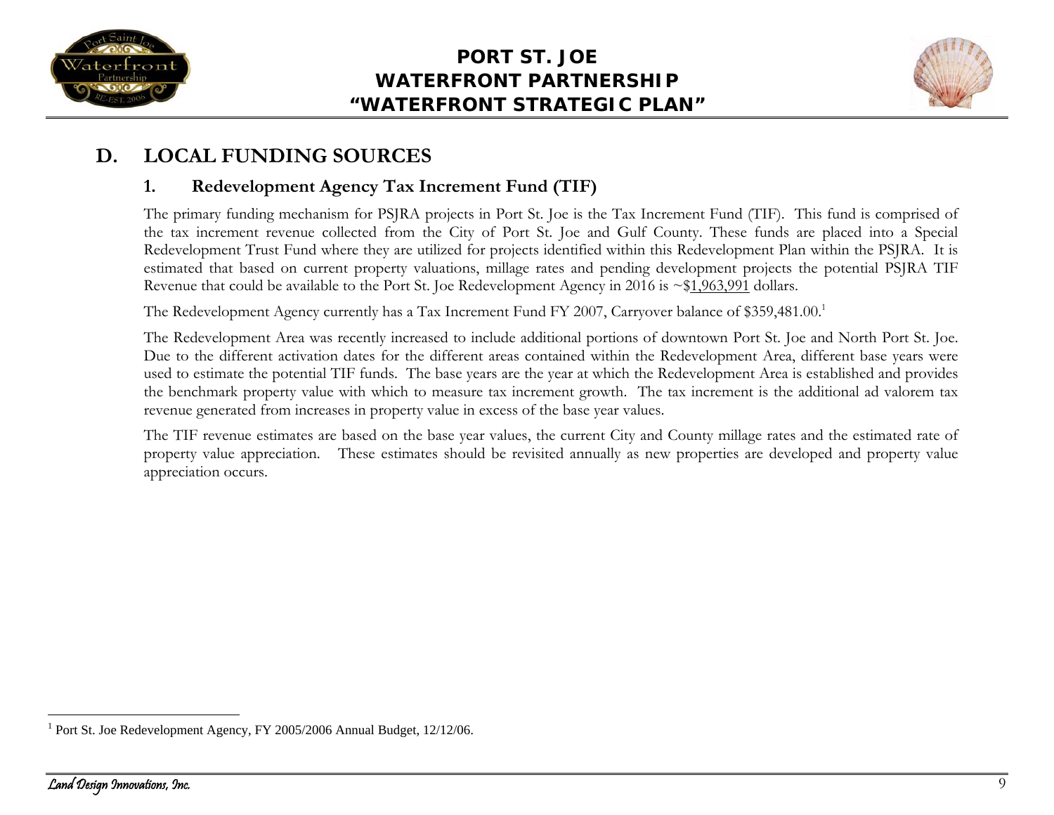## D. LOCAL FUNDING SOURCES

### 1. Redevelopment Agency Tax Increment Fund (TIF)

The primary funding mechanism for PSJRA projects in Port St. Joe is the Tax Increment Fund (TIF). This fund is comprised of the tax increment revenue collected from the City of Port St. Joe and Gulf County. These funds are placed into a Special Redevelopment Trust Fund where they are utilized for projects identified within this Redevelopment Plan within the PSJRA. It is estimated that based on current property valuations, millage rates and pending development projects the potential PSJRA TIF Revenue that could be available to the Port St. Joe Redevelopment Agency in 2016 is ~$1,963,991 dollars.

The Redevelopment Agency currently has a Tax Increment Fund FY 2007, Carryover balance of $359,481.00.[1]

The Redevelopment Area was recently increased to include additional portions of downtown Port St. Joe and North Port St. Joe. Due to the different activation dates for the different areas contained within the Redevelopment Area, different base years were used to estimate the potential TIF funds. The base years are the year at which the Redevelopment Area is established and provides the benchmark property value with which to measure tax increment growth. The tax increment is the additional ad valorem tax revenue generated from increases in property value in excess of the base year values.

The TIF revenue estimates are based on the base year values, the current City and County millage rates and the estimated rate of property value appreciation. These estimates should be revisited annually as new properties are developed and property value appreciation occurs.

---

[1] Port St. Joe Redevelopment Agency, FY 2005/2006 Annual Budget, 12/12/06.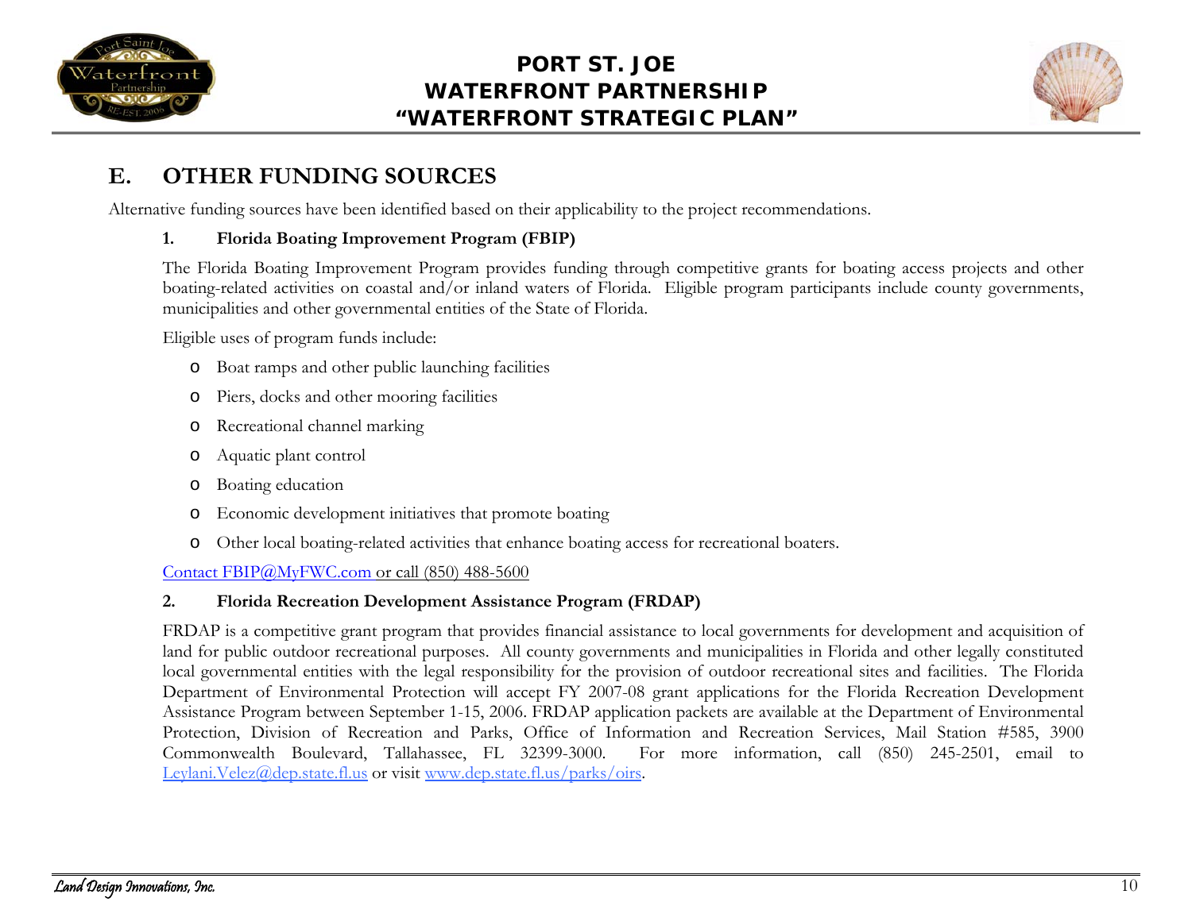## E. OTHER FUNDING SOURCES

Alternative funding sources have been identified based on their applicability to the project recommendations.

### 1. Florida Boating Improvement Program (FBIP)

The Florida Boating Improvement Program provides funding through competitive grants for boating access projects and other boating-related activities on coastal and/or inland waters of Florida. Eligible program participants include county governments, municipalities and other governmental entities of the State of Florida.

Eligible uses of program funds include:

- Boat ramps and other public launching facilities
- Piers, docks and other mooring facilities
- Recreational channel marking
- Aquatic plant control
- Boating education
- Economic development initiatives that promote boating
- Other local boating-related activities that enhance boating access for recreational boaters.

Contact FBIP@MyFWC.com or call (850) 488-5600

### 2. Florida Recreation Development Assistance Program (FRDAP)

FRDAP is a competitive grant program that provides financial assistance to local governments for development and acquisition of land for public outdoor recreational purposes. All county governments and municipalities in Florida and other legally constituted local governmental entities with the legal responsibility for the provision of outdoor recreational sites and facilities. The Florida Department of Environmental Protection will accept FY 2007-08 grant applications for the Florida Recreation Development Assistance Program between September 1-15, 2006. FRDAP application packets are available at the Department of Environmental Protection, Division of Recreation and Parks, Office of Information and Recreation Services, Mail Station #585, 3900 Commonwealth Boulevard, Tallahassee, FL 32399-3000. For more information, call (850) 245-2501, email to Leylani.Velez@dep.state.fl.us or visit www.dep.state.fl.us/parks/oirs.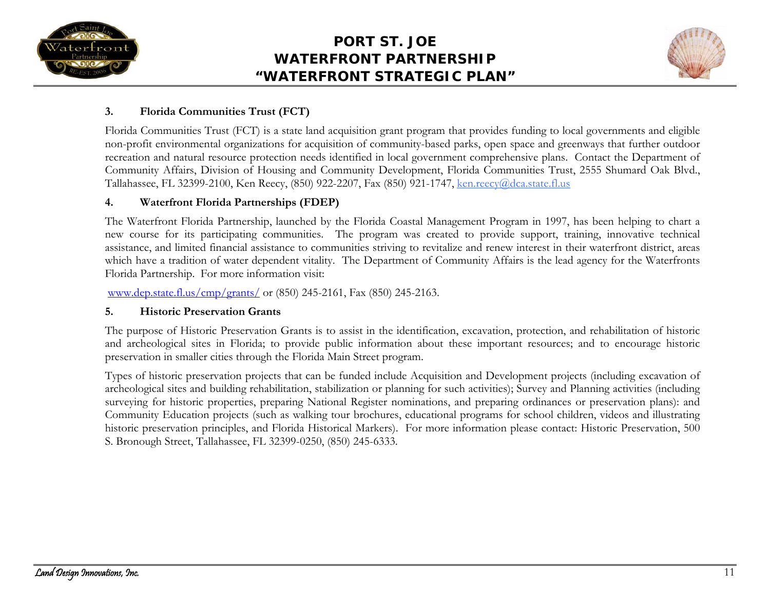### 3. Florida Communities Trust (FCT)

Florida Communities Trust (FCT) is a state land acquisition grant program that provides funding to local governments and eligible non-profit environmental organizations for acquisition of community-based parks, open space and greenways that further outdoor recreation and natural resource protection needs identified in local government comprehensive plans. Contact the Department of Community Affairs, Division of Housing and Community Development, Florida Communities Trust, 2555 Shumard Oak Blvd., Tallahassee, FL 32399-2100, Ken Reecy, (850) 922-2207, Fax (850) 921-1747, ken.reecy@dca.state.fl.us

### 4. Waterfront Florida Partnerships (FDEP)

The Waterfront Florida Partnership, launched by the Florida Coastal Management Program in 1997, has been helping to chart a new course for its participating communities. The program was created to provide support, training, innovative technical assistance, and limited financial assistance to communities striving to revitalize and renew interest in their waterfront district, areas which have a tradition of water dependent vitality. The Department of Community Affairs is the lead agency for the Waterfronts Florida Partnership. For more information visit:

www.dep.state.fl.us/cmp/grants/ or (850) 245-2161, Fax (850) 245-2163.

### 5. Historic Preservation Grants

The purpose of Historic Preservation Grants is to assist in the identification, excavation, protection, and rehabilitation of historic and archeological sites in Florida; to provide public information about these important resources; and to encourage historic preservation in smaller cities through the Florida Main Street program.

Types of historic preservation projects that can be funded include Acquisition and Development projects (including excavation of archeological sites and building rehabilitation, stabilization or planning for such activities); Survey and Planning activities (including surveying for historic properties, preparing National Register nominations, and preparing ordinances or preservation plans): and Community Education projects (such as walking tour brochures, educational programs for school children, videos and illustrating historic preservation principles, and Florida Historical Markers). For more information please contact: Historic Preservation, 500 S. Bronough Street, Tallahassee, FL 32399-0250, (850) 245-6333.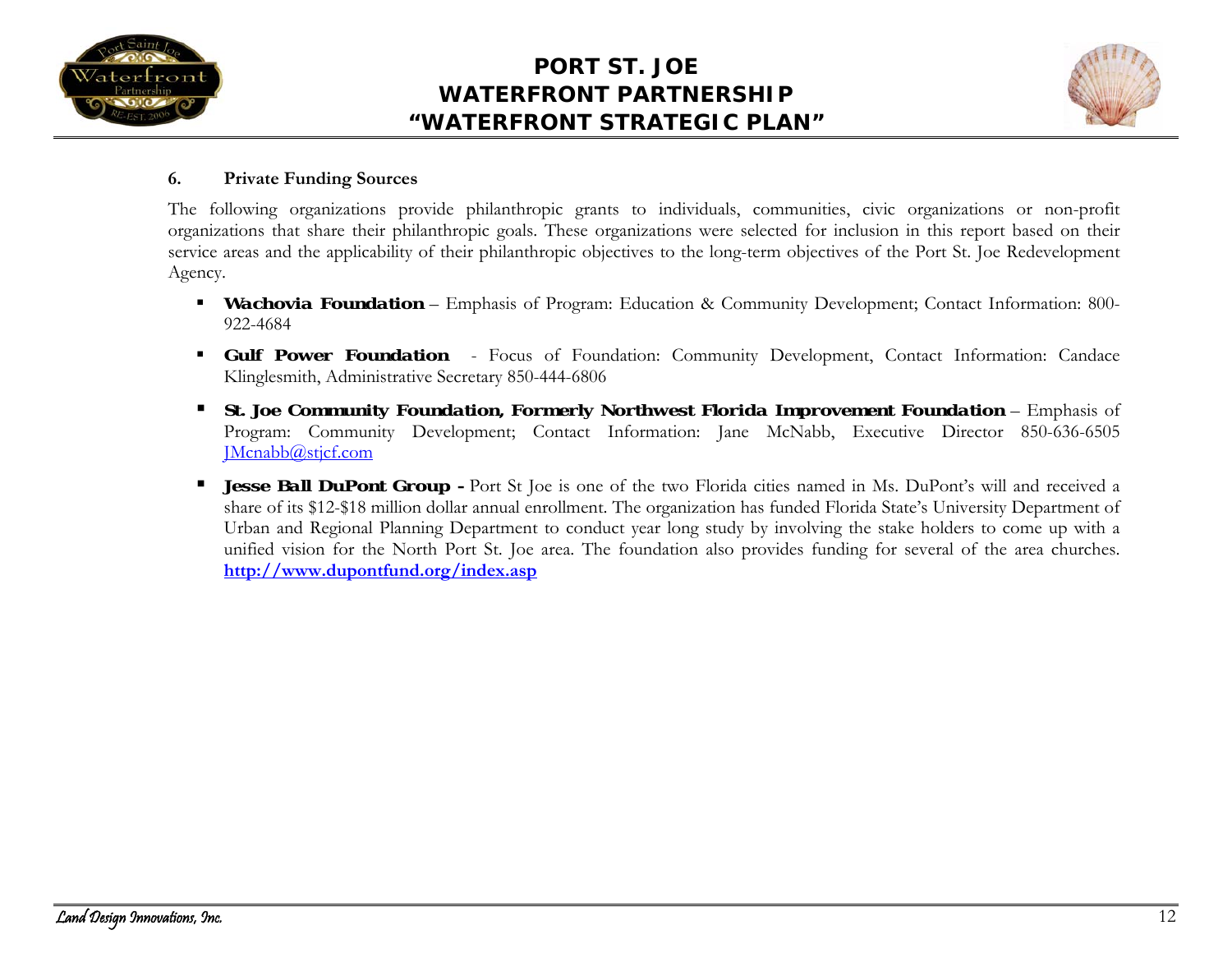### 6. Private Funding Sources

The following organizations provide philanthropic grants to individuals, communities, civic organizations or non-profit organizations that share their philanthropic goals. These organizations were selected for inclusion in this report based on their service areas and the applicability of their philanthropic objectives to the long-term objectives of the Port St. Joe Redevelopment Agency.

- **Wachovia Foundation** – Emphasis of Program: Education & Community Development; Contact Information: 800-922-4684
- **Gulf Power Foundation** - Focus of Foundation: Community Development, Contact Information: Candace Klinglesmith, Administrative Secretary 850-444-6806
- **St. Joe Community Foundation, Formerly Northwest Florida Improvement Foundation** – Emphasis of Program: Community Development; Contact Information: Jane McNabb, Executive Director 850-636-6505 JMcnabb@stjcf.com
- **Jesse Ball DuPont Group -** Port St Joe is one of the two Florida cities named in Ms. DuPont's will and received a share of its $12-$18 million dollar annual enrollment. The organization has funded Florida State's University Department of Urban and Regional Planning Department to conduct year long study by involving the stake holders to come up with a unified vision for the North Port St. Joe area. The foundation also provides funding for several of the area churches. **http://www.dupontfund.org/index.asp**